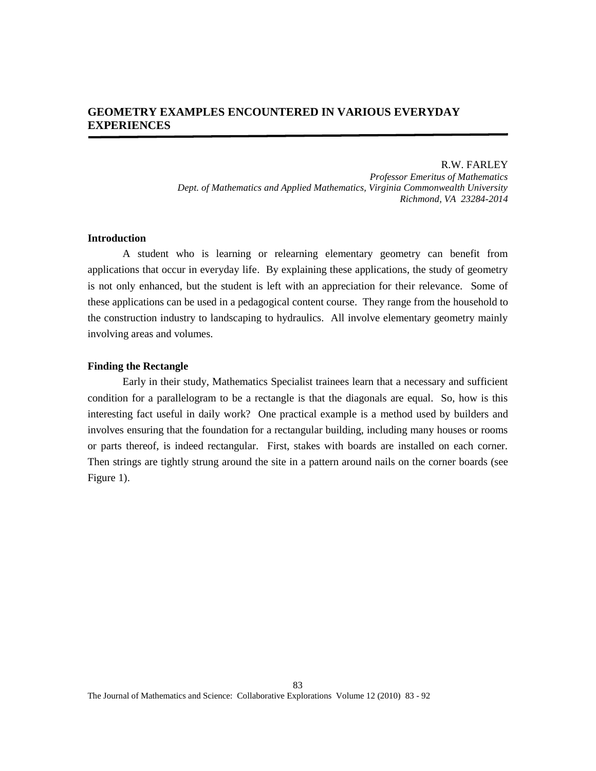# GEOMETRY EXAMPLES ENCOUNTERED IN VARIOUS EVERYDAY EXPERIENCES

R.W. FARLEY  
*Professor Emeritus of Mathematics*  
*Dept. of Mathematics and Applied Mathematics, Virginia Commonwealth University*  
*Richmond, VA 23284-2014*

## Introduction

A student who is learning or relearning elementary geometry can benefit from applications that occur in everyday life. By explaining these applications, the study of geometry is not only enhanced, but the student is left with an appreciation for their relevance. Some of these applications can be used in a pedagogical content course. They range from the household to the construction industry to landscaping to hydraulics. All involve elementary geometry mainly involving areas and volumes.

## Finding the Rectangle

Early in their study, Mathematics Specialist trainees learn that a necessary and sufficient condition for a parallelogram to be a rectangle is that the diagonals are equal. So, how is this interesting fact useful in daily work? One practical example is a method used by builders and involves ensuring that the foundation for a rectangular building, including many houses or rooms or parts thereof, is indeed rectangular. First, stakes with boards are installed on each corner. Then strings are tightly strung around the site in a pattern around nails on the corner boards (see Figure 1).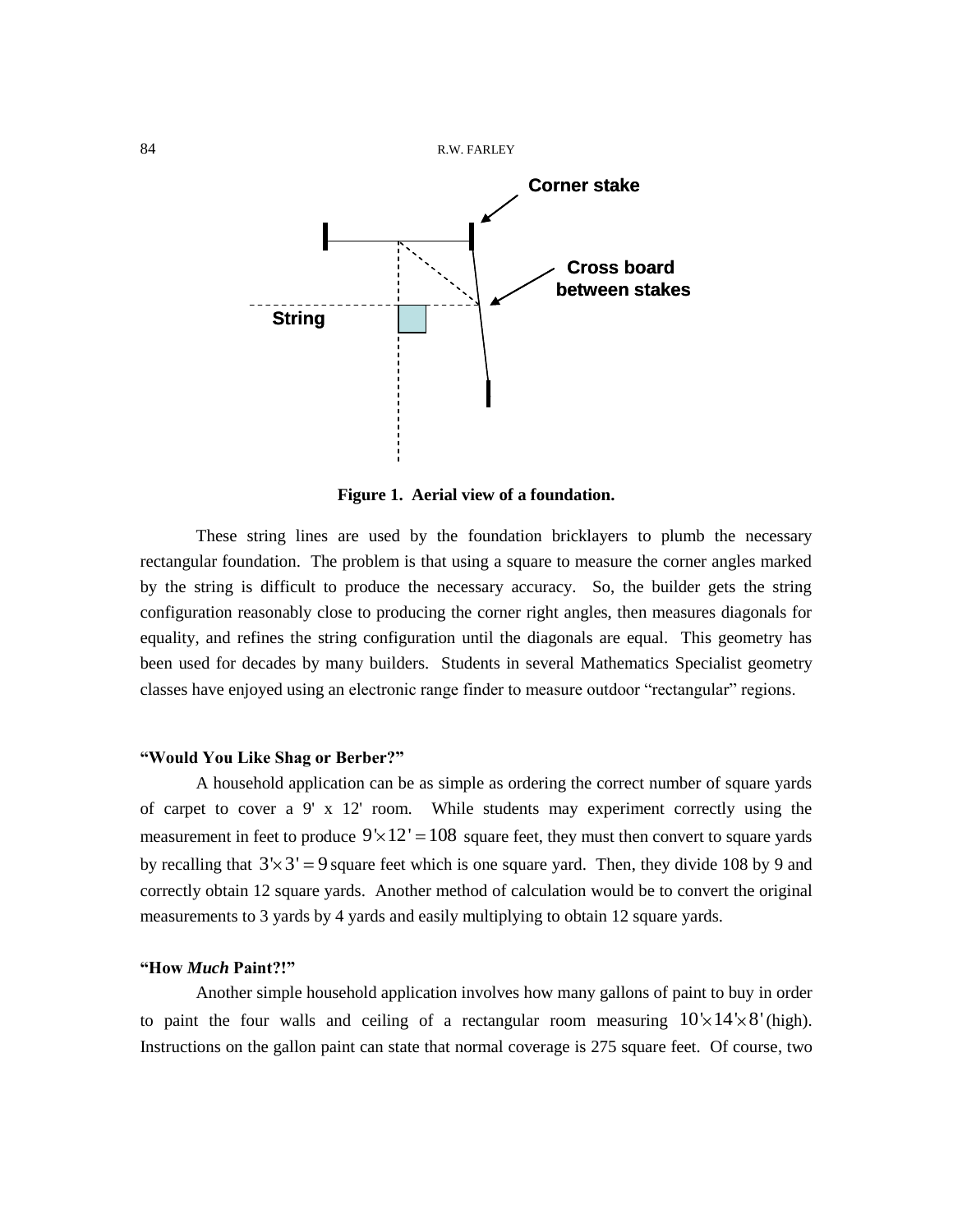Figure 1.  Aerial view of a foundation.

These string lines are used by the foundation bricklayers to plumb the necessary rectangular foundation.  The problem is that using a square to measure the corner angles marked by the string is difficult to produce the necessary accuracy.  So, the builder gets the string configuration reasonably close to producing the corner right angles, then measures diagonals for equality, and refines the string configuration until the diagonals are equal.  This geometry has been used for decades by many builders.  Students in several Mathematics Specialist geometry classes have enjoyed using an electronic range finder to measure outdoor "rectangular" regions.

**"Would You Like Shag or Berber?"**

A household application can be as simple as ordering the correct number of square yards of carpet to cover a 9' x 12' room.  While students may experiment correctly using the measurement in feet to produce $9' \times 12' = 108$ square feet, they must then convert to square yards by recalling that $3' \times 3' = 9$ square feet which is one square yard.  Then, they divide 108 by 9 and correctly obtain 12 square yards.  Another method of calculation would be to convert the original measurements to 3 yards by 4 yards and easily multiplying to obtain 12 square yards.

**"How *Much* Paint?!"**

Another simple household application involves how many gallons of paint to buy in order to paint the four walls and ceiling of a rectangular room measuring $10' \times 14' \times 8'$ (high). Instructions on the gallon paint can state that normal coverage is 275 square feet.  Of course, two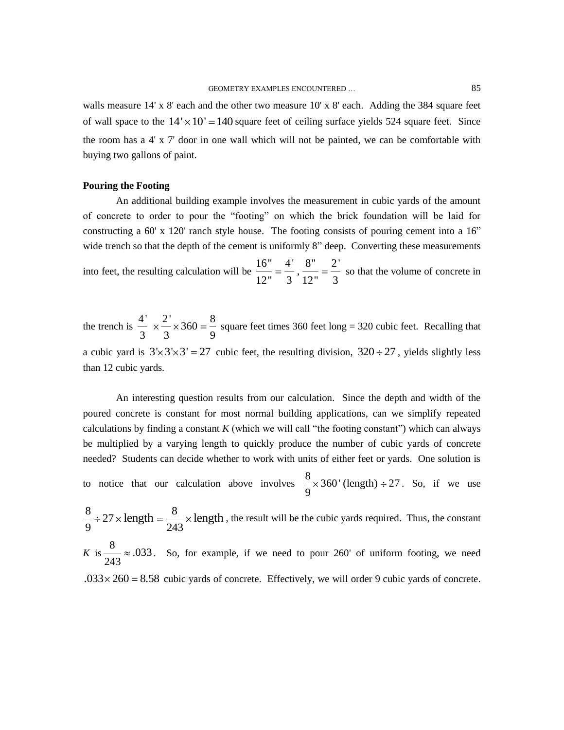walls measure 14' x 8' each and the other two measure 10' x 8' each. Adding the 384 square feet of wall space to the $14' \times 10' = 140$ square feet of ceiling surface yields 524 square feet. Since the room has a 4' x 7' door in one wall which will not be painted, we can be comfortable with buying two gallons of paint.

**Pouring the Footing**

An additional building example involves the measurement in cubic yards of the amount of concrete to order to pour the "footing" on which the brick foundation will be laid for constructing a 60' x 120' ranch style house. The footing consists of pouring cement into a 16" wide trench so that the depth of the cement is uniformly 8" deep. Converting these measurements into feet, the resulting calculation will be $\frac{16"}{12"} = \frac{4'}{3}, \frac{8"}{12"} = \frac{2'}{3}$ so that the volume of concrete in

the trench is $\frac{4'}{3} \times \frac{2'}{3} \times 360 = \frac{8}{9}$ square feet times 360 feet long = 320 cubic feet. Recalling that a cubic yard is $3' \times 3' \times 3' = 27$ cubic feet, the resulting division, $320 \div 27$, yields slightly less than 12 cubic yards.

An interesting question results from our calculation. Since the depth and width of the poured concrete is constant for most normal building applications, can we simplify repeated calculations by finding a constant *K* (which we will call "the footing constant") which can always be multiplied by a varying length to quickly produce the number of cubic yards of concrete needed? Students can decide whether to work with units of either feet or yards. One solution is to notice that our calculation above involves $\frac{8}{9} \times 360' \text{ (length)} \div 27$. So, if we use $\frac{8}{9} \div 27 \times \text{length} = \frac{8}{243} \times \text{length}$, the result will be the cubic yards required. Thus, the constant *K* is $\frac{8}{243} \approx .033$. So, for example, if we need to pour 260' of uniform footing, we need $.033 \times 260 = 8.58$ cubic yards of concrete. Effectively, we will order 9 cubic yards of concrete.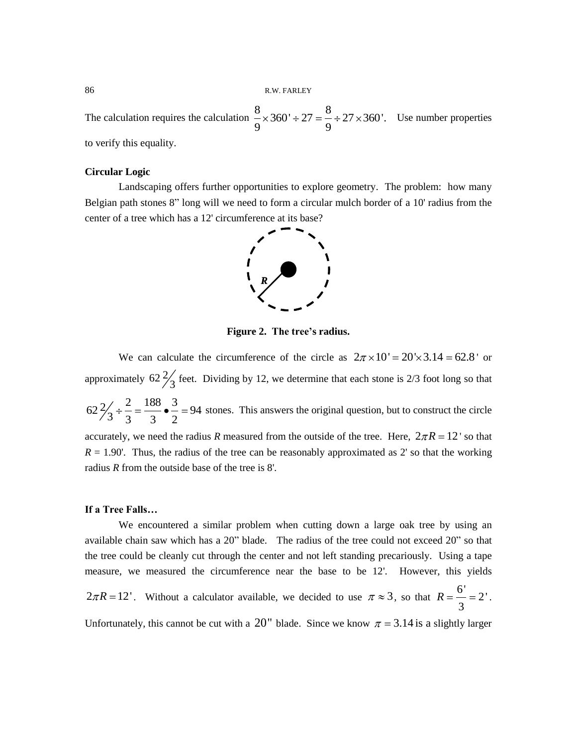The calculation requires the calculation $\frac{8}{9} \times 360' \div 27 = \frac{8}{9} \div 27 \times 360'$. Use number properties to verify this equality.

**Circular Logic**

Landscaping offers further opportunities to explore geometry. The problem: how many Belgian path stones 8" long will we need to form a circular mulch border of a 10' radius from the center of a tree which has a 12' circumference at its base?

**Figure 2. The tree's radius.**

We can calculate the circumference of the circle as $2\pi \times 10' = 20' \times 3.14 = 62.8'$ or approximately $62\frac{2}{3}$ feet. Dividing by 12, we determine that each stone is 2/3 foot long so that $62\frac{2}{3} \div \frac{2}{3} = \frac{188}{3} \bullet \frac{3}{2} = 94$ stones. This answers the original question, but to construct the circle accurately, we need the radius *R* measured from the outside of the tree. Here, $2\pi R = 12'$ so that $R = 1.90'$. Thus, the radius of the tree can be reasonably approximated as 2' so that the working radius *R* from the outside base of the tree is 8'.

**If a Tree Falls…**

We encountered a similar problem when cutting down a large oak tree by using an available chain saw which has a 20" blade. The radius of the tree could not exceed 20" so that the tree could be cleanly cut through the center and not left standing precariously. Using a tape measure, we measured the circumference near the base to be 12'. However, this yields $2\pi R = 12'$. Without a calculator available, we decided to use $\pi \approx 3$, so that $R = \frac{6'}{3} = 2'$. Unfortunately, this cannot be cut with a $20''$ blade. Since we know $\pi = 3.14$ is a slightly larger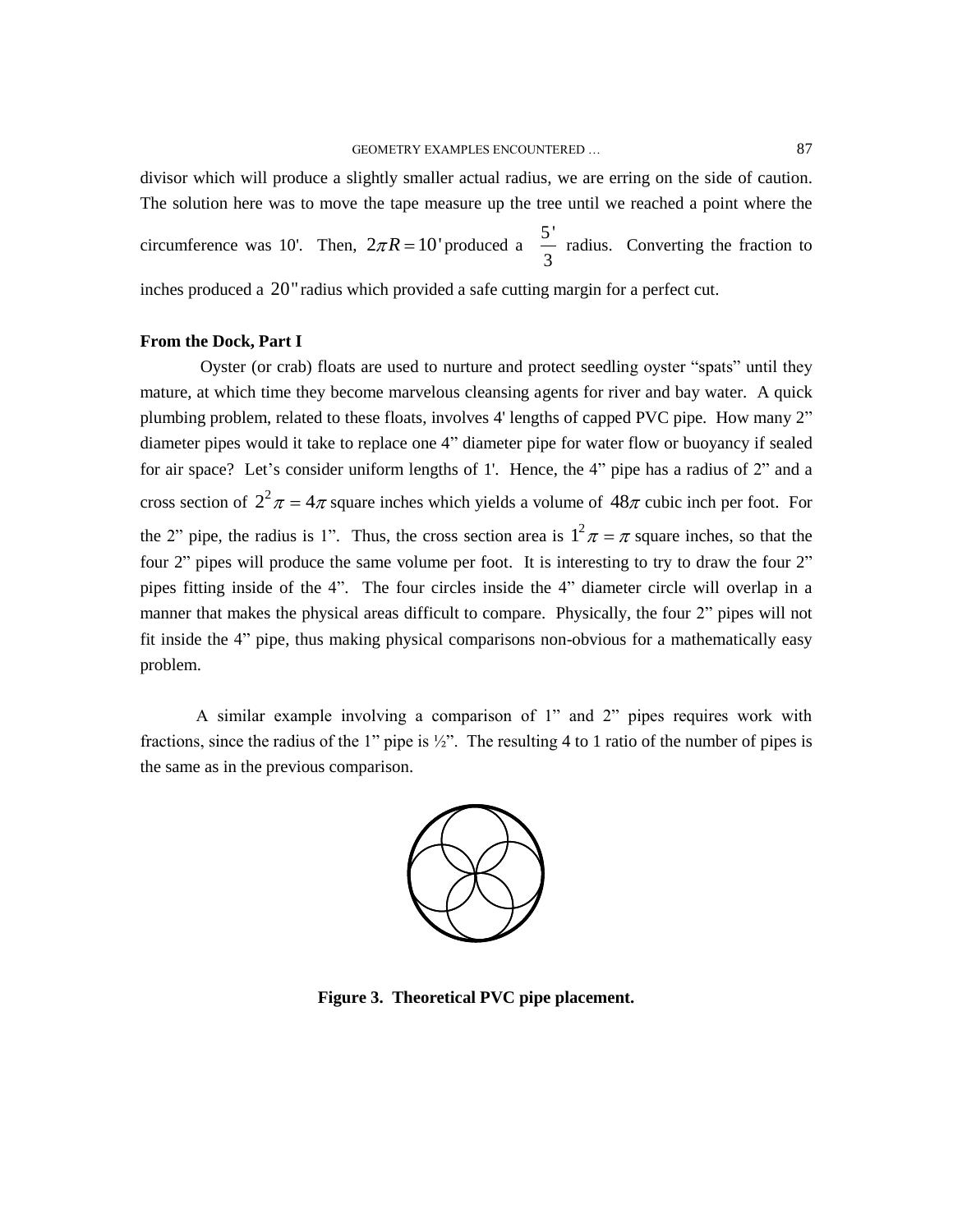divisor which will produce a slightly smaller actual radius, we are erring on the side of caution. The solution here was to move the tape measure up the tree until we reached a point where the circumference was 10'. Then, $2\pi R = 10'$ produced a $\frac{5'}{3}$ radius. Converting the fraction to inches produced a $20''$ radius which provided a safe cutting margin for a perfect cut.

**From the Dock, Part I**

Oyster (or crab) floats are used to nurture and protect seedling oyster "spats" until they mature, at which time they become marvelous cleansing agents for river and bay water. A quick plumbing problem, related to these floats, involves 4' lengths of capped PVC pipe. How many 2" diameter pipes would it take to replace one 4" diameter pipe for water flow or buoyancy if sealed for air space? Let's consider uniform lengths of 1'. Hence, the 4" pipe has a radius of 2" and a cross section of $2^2\pi = 4\pi$ square inches which yields a volume of $48\pi$ cubic inch per foot. For the 2" pipe, the radius is 1". Thus, the cross section area is $1^2\pi = \pi$ square inches, so that the four 2" pipes will produce the same volume per foot. It is interesting to try to draw the four 2" pipes fitting inside of the 4". The four circles inside the 4" diameter circle will overlap in a manner that makes the physical areas difficult to compare. Physically, the four 2" pipes will not fit inside the 4" pipe, thus making physical comparisons non-obvious for a mathematically easy problem.

A similar example involving a comparison of 1" and 2" pipes requires work with fractions, since the radius of the 1" pipe is ½". The resulting 4 to 1 ratio of the number of pipes is the same as in the previous comparison.

**Figure 3. Theoretical PVC pipe placement.**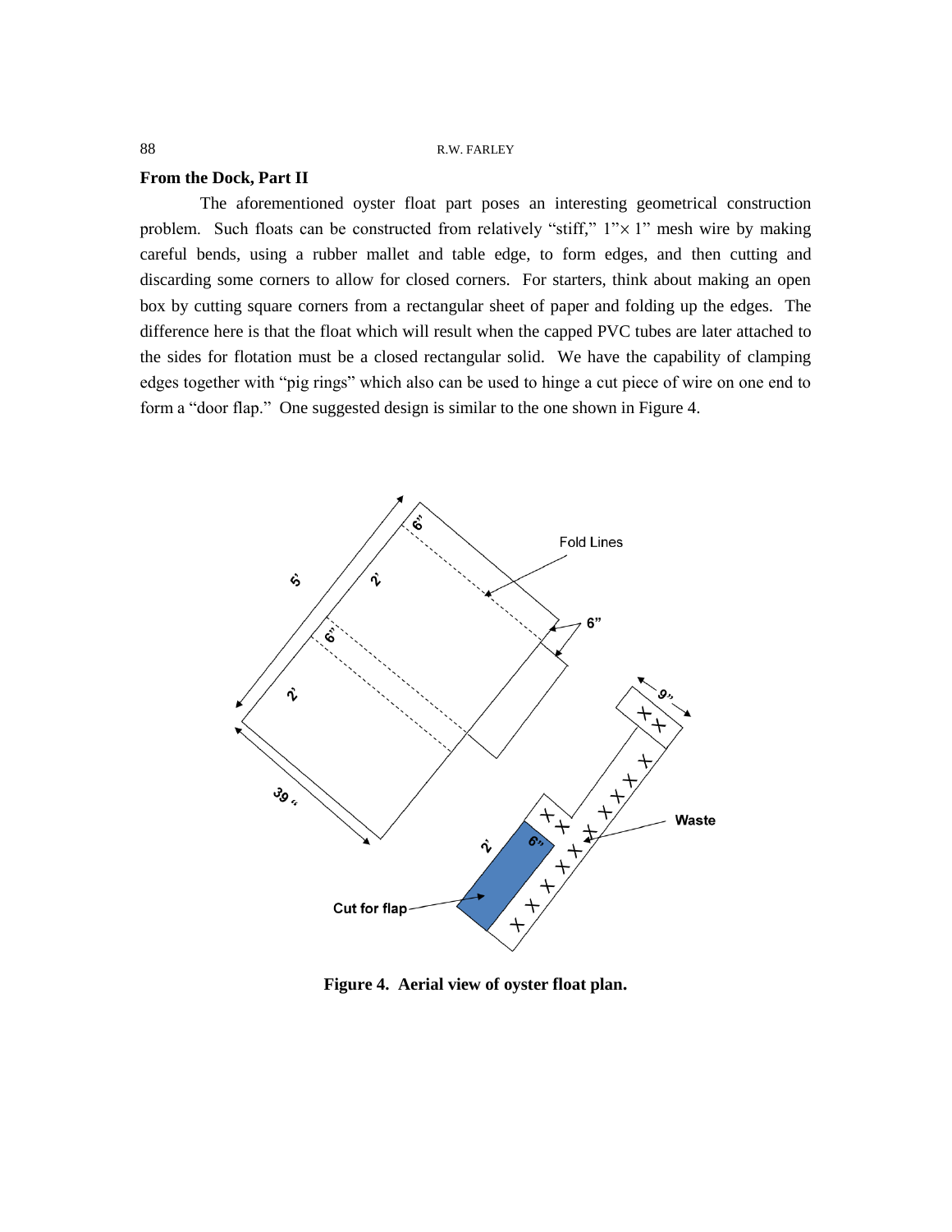## From the Dock, Part II

The aforementioned oyster float part poses an interesting geometrical construction problem. Such floats can be constructed from relatively "stiff," 1"× 1" mesh wire by making careful bends, using a rubber mallet and table edge, to form edges, and then cutting and discarding some corners to allow for closed corners. For starters, think about making an open box by cutting square corners from a rectangular sheet of paper and folding up the edges. The difference here is that the float which will result when the capped PVC tubes are later attached to the sides for flotation must be a closed rectangular solid. We have the capability of clamping edges together with "pig rings" which also can be used to hinge a cut piece of wire on one end to form a "door flap." One suggested design is similar to the one shown in Figure 4.

**Figure 4. Aerial view of oyster float plan.**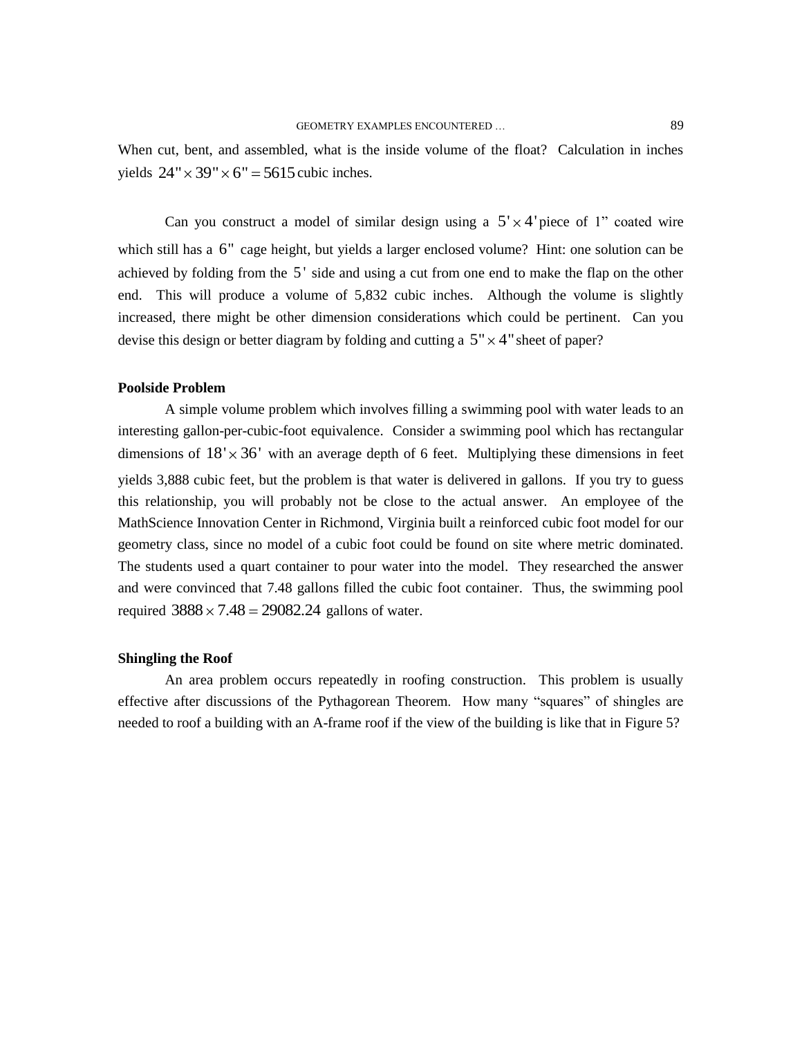When cut, bent, and assembled, what is the inside volume of the float? Calculation in inches yields $24'' \times 39'' \times 6'' = 5615$ cubic inches.

Can you construct a model of similar design using a $5' \times 4'$ piece of 1" coated wire which still has a $6''$ cage height, but yields a larger enclosed volume? Hint: one solution can be achieved by folding from the $5'$ side and using a cut from one end to make the flap on the other end. This will produce a volume of 5,832 cubic inches. Although the volume is slightly increased, there might be other dimension considerations which could be pertinent. Can you devise this design or better diagram by folding and cutting a $5'' \times 4''$ sheet of paper?

**Poolside Problem**

A simple volume problem which involves filling a swimming pool with water leads to an interesting gallon-per-cubic-foot equivalence. Consider a swimming pool which has rectangular dimensions of $18' \times 36'$ with an average depth of 6 feet. Multiplying these dimensions in feet yields 3,888 cubic feet, but the problem is that water is delivered in gallons. If you try to guess this relationship, you will probably not be close to the actual answer. An employee of the MathScience Innovation Center in Richmond, Virginia built a reinforced cubic foot model for our geometry class, since no model of a cubic foot could be found on site where metric dominated. The students used a quart container to pour water into the model. They researched the answer and were convinced that 7.48 gallons filled the cubic foot container. Thus, the swimming pool required $3888 \times 7.48 = 29082.24$ gallons of water.

**Shingling the Roof**

An area problem occurs repeatedly in roofing construction. This problem is usually effective after discussions of the Pythagorean Theorem. How many "squares" of shingles are needed to roof a building with an A-frame roof if the view of the building is like that in Figure 5?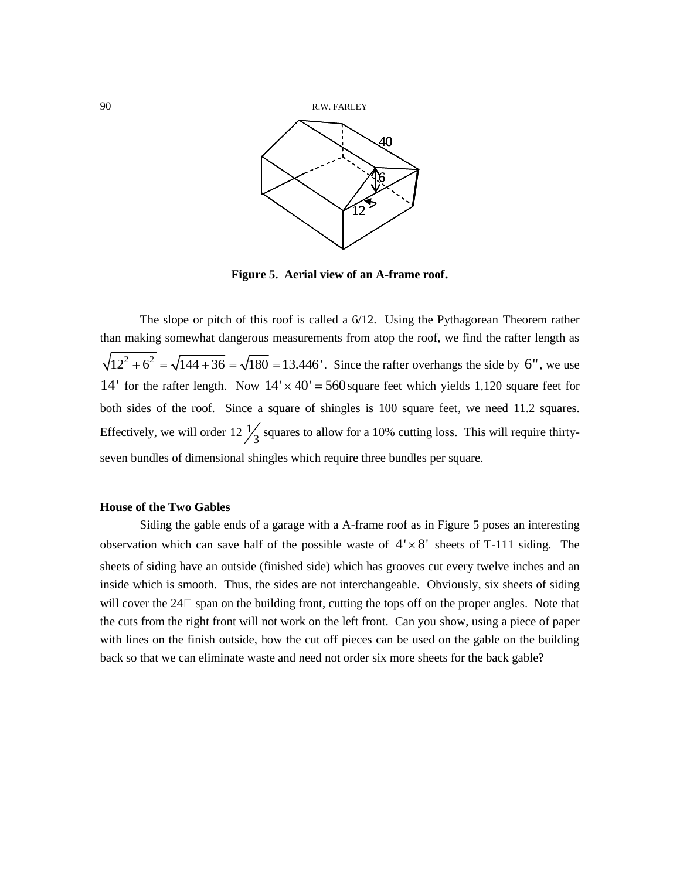**Figure 5. Aerial view of an A-frame roof.**

The slope or pitch of this roof is called a 6/12. Using the Pythagorean Theorem rather than making somewhat dangerous measurements from atop the roof, we find the rafter length as $\sqrt{12^2+6^2}=\sqrt{144+36}=\sqrt{180}=13.446'$. Since the rafter overhangs the side by $6''$, we use $14'$ for the rafter length. Now $14'\times 40'=560$ square feet which yields 1,120 square feet for both sides of the roof. Since a square of shingles is 100 square feet, we need 11.2 squares. Effectively, we will order $12\,{}^{1}\!/_{3}$ squares to allow for a 10% cutting loss. This will require thirty-seven bundles of dimensional shingles which require three bundles per square.

### House of the Two Gables

Siding the gable ends of a garage with a A-frame roof as in Figure 5 poses an interesting observation which can save half of the possible waste of $4'\times 8'$ sheets of T-111 siding. The sheets of siding have an outside (finished side) which has grooves cut every twelve inches and an inside which is smooth. Thus, the sides are not interchangeable. Obviously, six sheets of siding will cover the 24′ span on the building front, cutting the tops off on the proper angles. Note that the cuts from the right front will not work on the left front. Can you show, using a piece of paper with lines on the finish outside, how the cut off pieces can be used on the gable on the building back so that we can eliminate waste and need not order six more sheets for the back gable?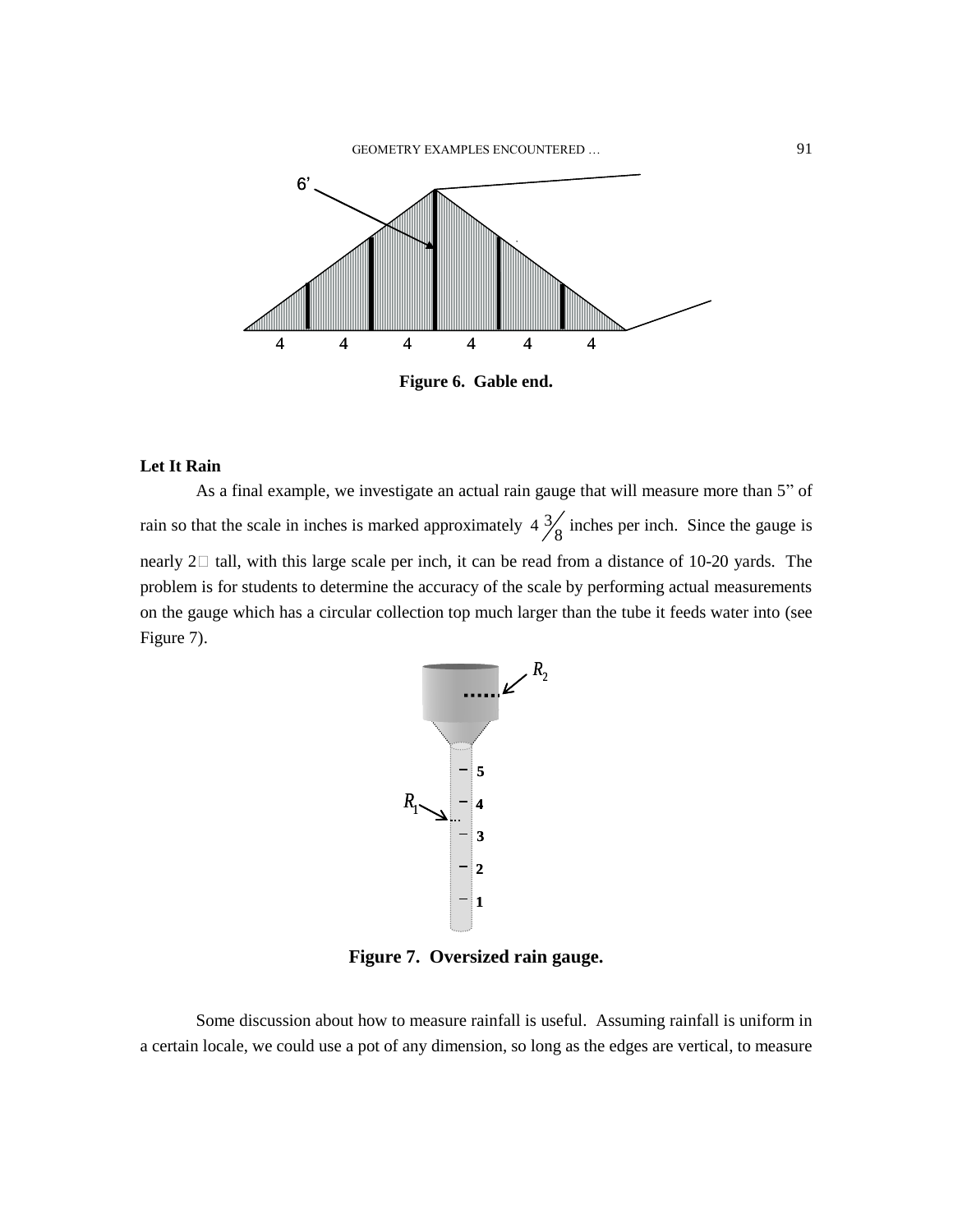Figure 6. Gable end.

**Let It Rain**

As a final example, we investigate an actual rain gauge that will measure more than 5" of rain so that the scale in inches is marked approximately $4\,{}^{3}\!/_{8}$ inches per inch. Since the gauge is nearly 2 tall, with this large scale per inch, it can be read from a distance of 10-20 yards. The problem is for students to determine the accuracy of the scale by performing actual measurements on the gauge which has a circular collection top much larger than the tube it feeds water into (see Figure 7).

Figure 7. Oversized rain gauge.

Some discussion about how to measure rainfall is useful. Assuming rainfall is uniform in a certain locale, we could use a pot of any dimension, so long as the edges are vertical, to measure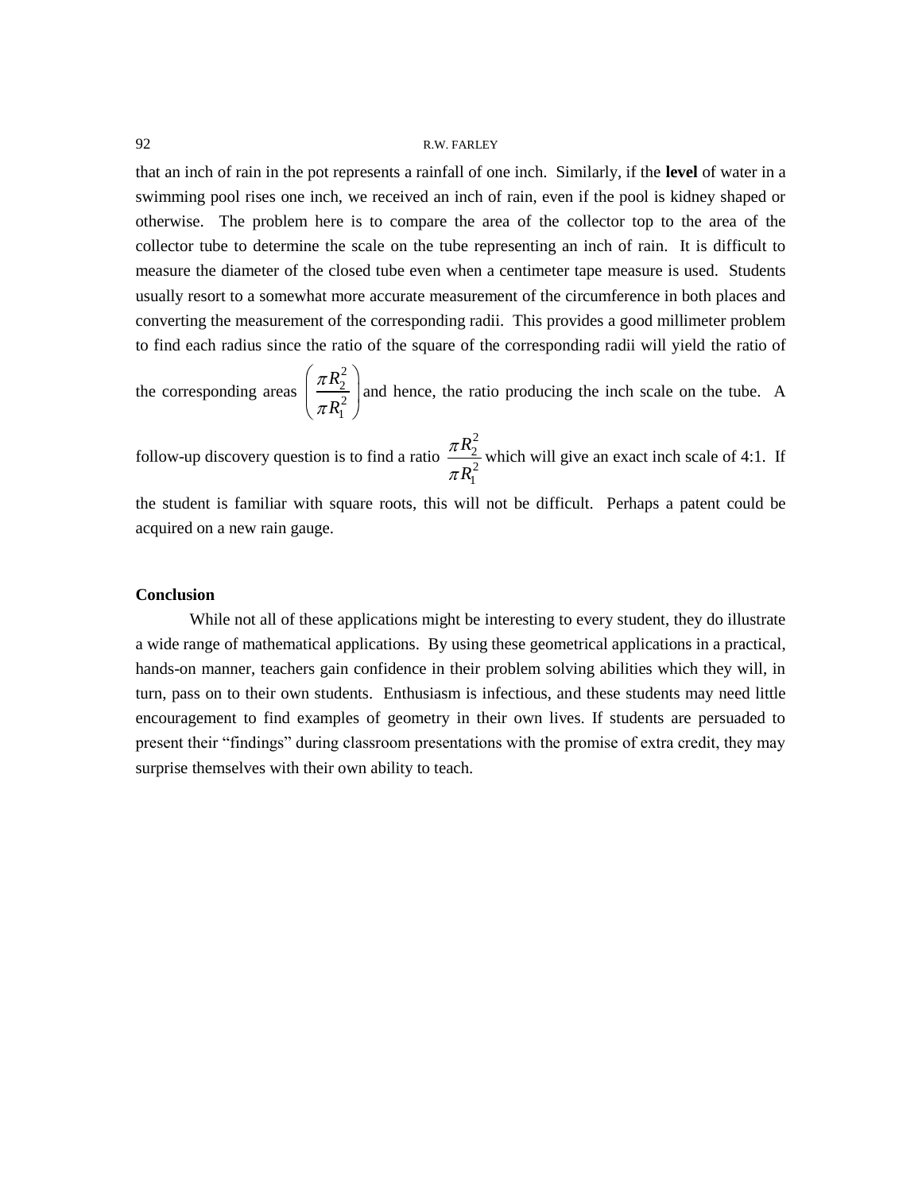that an inch of rain in the pot represents a rainfall of one inch. Similarly, if the **level** of water in a swimming pool rises one inch, we received an inch of rain, even if the pool is kidney shaped or otherwise. The problem here is to compare the area of the collector top to the area of the collector tube to determine the scale on the tube representing an inch of rain. It is difficult to measure the diameter of the closed tube even when a centimeter tape measure is used. Students usually resort to a somewhat more accurate measurement of the circumference in both places and converting the measurement of the corresponding radii. This provides a good millimeter problem to find each radius since the ratio of the square of the corresponding radii will yield the ratio of the corresponding areas $\left(\frac{\pi R_2^2}{\pi R_1^2}\right)$ and hence, the ratio producing the inch scale on the tube. A follow-up discovery question is to find a ratio $\frac{\pi R_2^2}{\pi R_1^2}$ which will give an exact inch scale of 4:1. If the student is familiar with square roots, this will not be difficult. Perhaps a patent could be acquired on a new rain gauge.

### Conclusion

While not all of these applications might be interesting to every student, they do illustrate a wide range of mathematical applications. By using these geometrical applications in a practical, hands-on manner, teachers gain confidence in their problem solving abilities which they will, in turn, pass on to their own students. Enthusiasm is infectious, and these students may need little encouragement to find examples of geometry in their own lives. If students are persuaded to present their "findings" during classroom presentations with the promise of extra credit, they may surprise themselves with their own ability to teach.